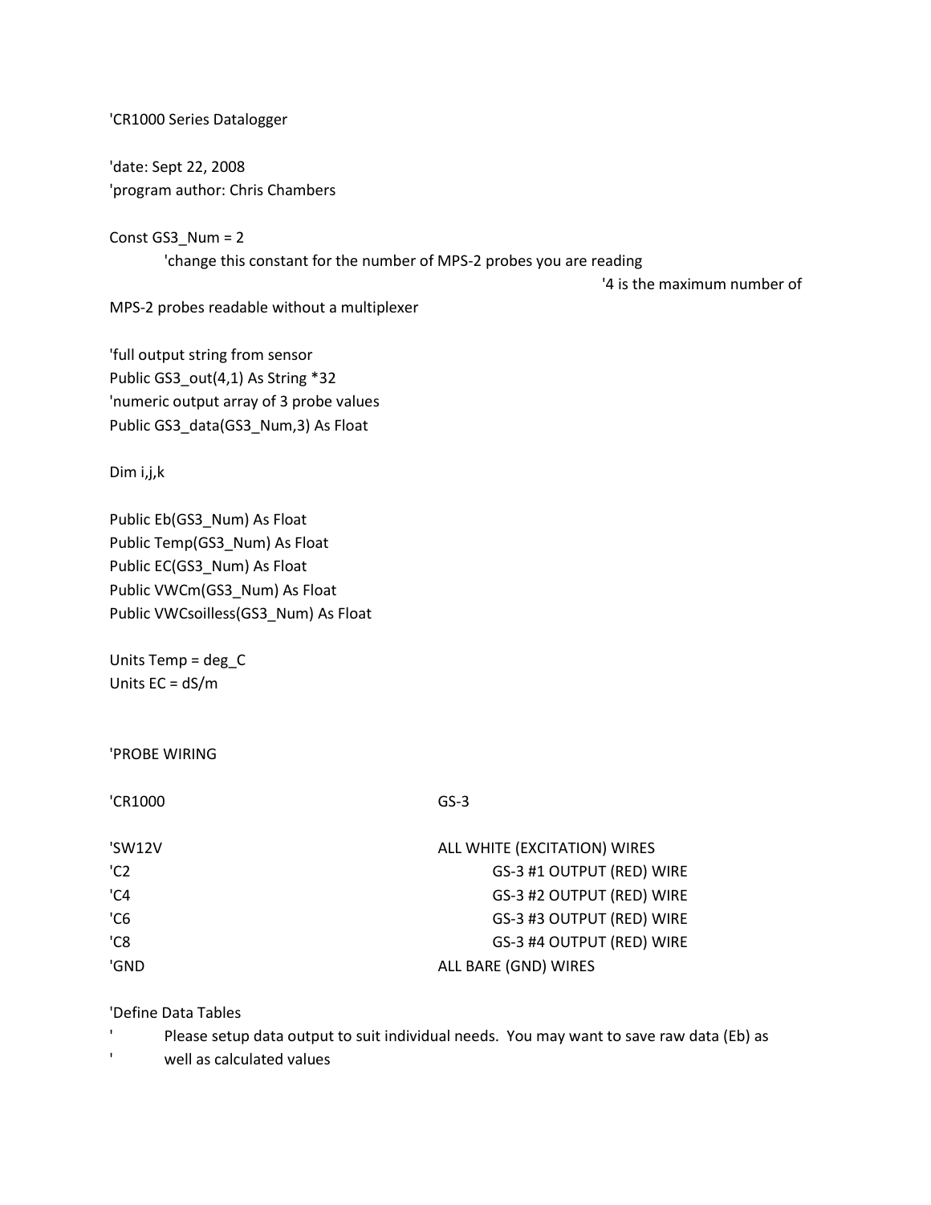```
'CR1000 Series Datalogger

'date: Sept 22, 2008
'program author: Chris Chambers

Const GS3_Num = 2
        'change this constant for the number of MPS-2 probes you are reading
                                                                '4 is the maximum number of
MPS-2 probes readable without a multiplexer

'full output string from sensor
Public GS3_out(4,1) As String *32
'numeric output array of 3 probe values
Public GS3_data(GS3_Num,3) As Float

Dim i,j,k

Public Eb(GS3_Num) As Float
Public Temp(GS3_Num) As Float
Public EC(GS3_Num) As Float
Public VWCm(GS3_Num) As Float
Public VWCsoilless(GS3_Num) As Float

Units Temp = deg_C
Units EC = dS/m


'PROBE WIRING

'CR1000                          GS-3

'SW12V                           ALL WHITE (EXCITATION) WIRES
'C2                                  GS-3 #1 OUTPUT (RED) WIRE
'C4                                  GS-3 #2 OUTPUT (RED) WIRE
'C6                                  GS-3 #3 OUTPUT (RED) WIRE
'C8                                  GS-3 #4 OUTPUT (RED) WIRE
'GND                             ALL BARE (GND) WIRES

'Define Data Tables
'       Please setup data output to suit individual needs.  You may want to save raw data (Eb) as
'       well as calculated values
```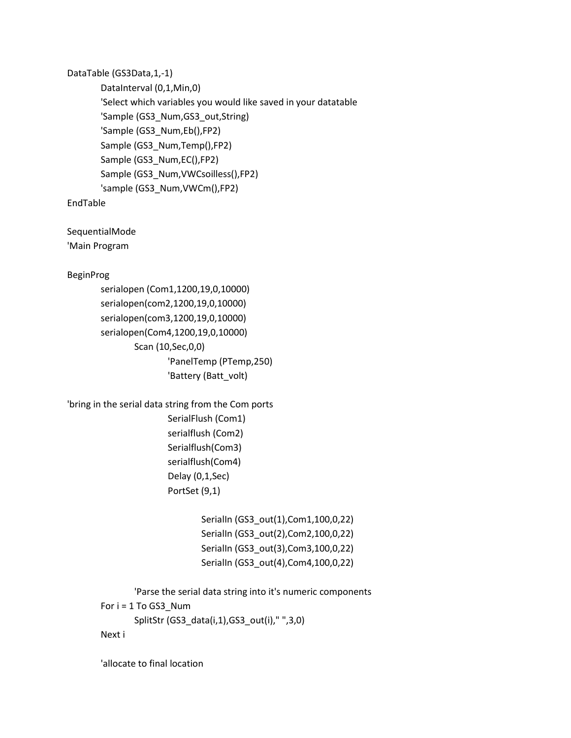```
DataTable (GS3Data,1,-1)
	DataInterval (0,1,Min,0)
	'Select which variables you would like saved in your datatable
	'Sample (GS3_Num,GS3_out,String)
	'Sample (GS3_Num,Eb(),FP2)
	Sample (GS3_Num,Temp(),FP2)
	Sample (GS3_Num,EC(),FP2)
	Sample (GS3_Num,VWCsoilless(),FP2)
	'sample (GS3_Num,VWCm(),FP2)
EndTable

SequentialMode
'Main Program

BeginProg
	serialopen (Com1,1200,19,0,10000)
	serialopen(com2,1200,19,0,10000)
	serialopen(com3,1200,19,0,10000)
	serialopen(Com4,1200,19,0,10000)
		Scan (10,Sec,0,0)
			'PanelTemp (PTemp,250)
			'Battery (Batt_volt)

'bring in the serial data string from the Com ports
			SerialFlush (Com1)
			serialflush (Com2)
			Serialflush(Com3)
			serialflush(Com4)
			Delay (0,1,Sec)
			PortSet (9,1)

				SerialIn (GS3_out(1),Com1,100,0,22)
				SerialIn (GS3_out(2),Com2,100,0,22)
				SerialIn (GS3_out(3),Com3,100,0,22)
				SerialIn (GS3_out(4),Com4,100,0,22)

		'Parse the serial data string into it's numeric components
	For i = 1 To GS3_Num
		SplitStr (GS3_data(i,1),GS3_out(i)," ",3,0)
	Next i

	'allocate to final location
```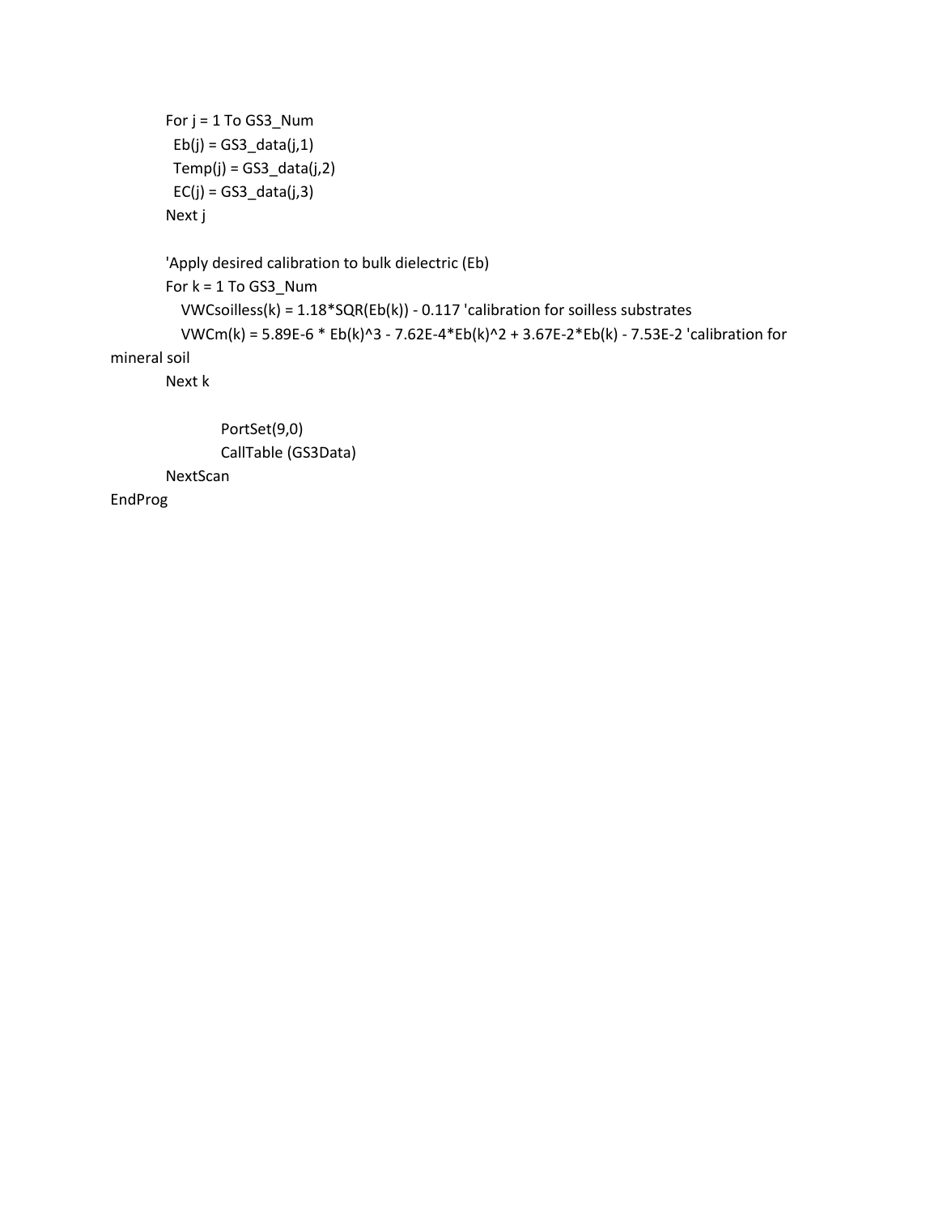```
        For j = 1 To GS3_Num
          Eb(j) = GS3_data(j,1)
          Temp(j) = GS3_data(j,2)
          EC(j) = GS3_data(j,3)
        Next j

        'Apply desired calibration to bulk dielectric (Eb)
        For k = 1 To GS3_Num
           VWCsoilless(k) = 1.18*SQR(Eb(k)) - 0.117 'calibration for soilless substrates
           VWCm(k) = 5.89E-6 * Eb(k)^3 - 7.62E-4*Eb(k)^2 + 3.67E-2*Eb(k) - 7.53E-2 'calibration for
mineral soil
        Next k

                PortSet(9,0)
                CallTable (GS3Data)
        NextScan
EndProg
```